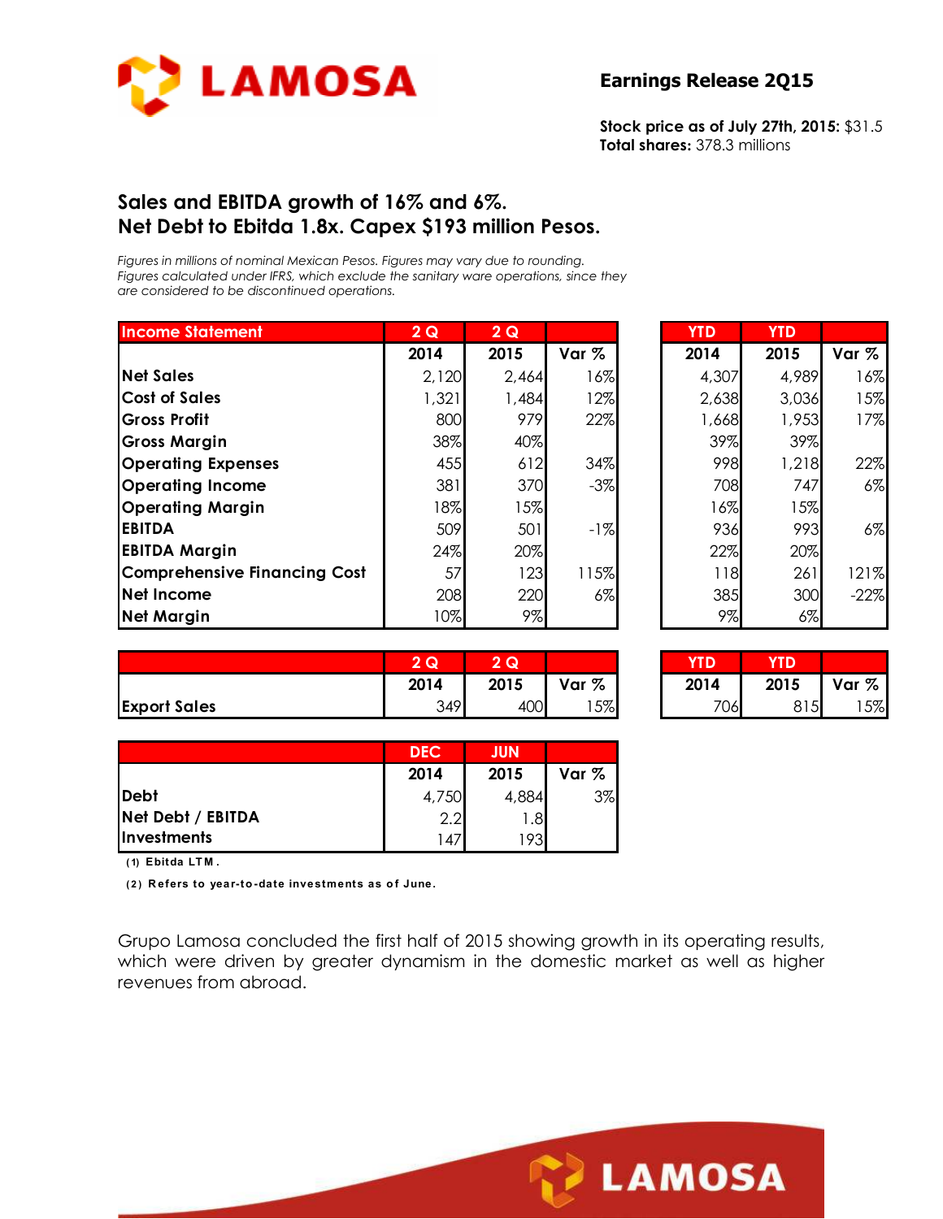**LAMOSA**

## Earnings Release 2Q15

**Stock price as of July 27th, 2015:** $31.5
**Total shares:** 378.3 millions

## Sales and EBITDA growth of 16% and 6%. Net Debt to Ebitda 1.8x. Capex $193 million Pesos.

*Figures in millions of nominal Mexican Pesos. Figures may vary due to rounding. Figures calculated under IFRS, which exclude the sanitary ware operations, since they are considered to be discontinued operations.*

| Income Statement | 2 Q | 2 Q | | YTD | YTD | |
|---|---|---|---|---|---|---|
| | 2014 | 2015 | Var % | 2014 | 2015 | Var % |
| Net Sales | 2,120 | 2,464 | 16% | 4,307 | 4,989 | 16% |
| Cost of Sales | 1,321 | 1,484 | 12% | 2,638 | 3,036 | 15% |
| Gross Profit | 800 | 979 | 22% | 1,668 | 1,953 | 17% |
| Gross Margin | 38% | 40% | | 39% | 39% | |
| Operating Expenses | 455 | 612 | 34% | 998 | 1,218 | 22% |
| Operating Income | 381 | 370 | -3% | 708 | 747 | 6% |
| Operating Margin | 18% | 15% | | 16% | 15% | |
| EBITDA | 509 | 501 | -1% | 936 | 993 | 6% |
| EBITDA Margin | 24% | 20% | | 22% | 20% | |
| Comprehensive Financing Cost | 57 | 123 | 115% | 118 | 261 | 121% |
| Net Income | 208 | 220 | 6% | 385 | 300 | -22% |
| Net Margin | 10% | 9% | | 9% | 6% | |

| | 2 Q | 2 Q | | YTD | YTD | |
|---|---|---|---|---|---|---|
| | 2014 | 2015 | Var % | 2014 | 2015 | Var % |
| Export Sales | 349 | 400 | 15% | 706 | 815 | 15% |

| | DEC | JUN | |
|---|---|---|---|
| | 2014 | 2015 | Var % |
| Debt | 4,750 | 4,884 | 3% |
| Net Debt / EBITDA | 2.2 | 1.8 | |
| Investments | 147 | 193 | |

**(1) Ebitda LTM.**

**(2) Refers to year-to-date investments as of June.**

Grupo Lamosa concluded the first half of 2015 showing growth in its operating results, which were driven by greater dynamism in the domestic market as well as higher revenues from abroad.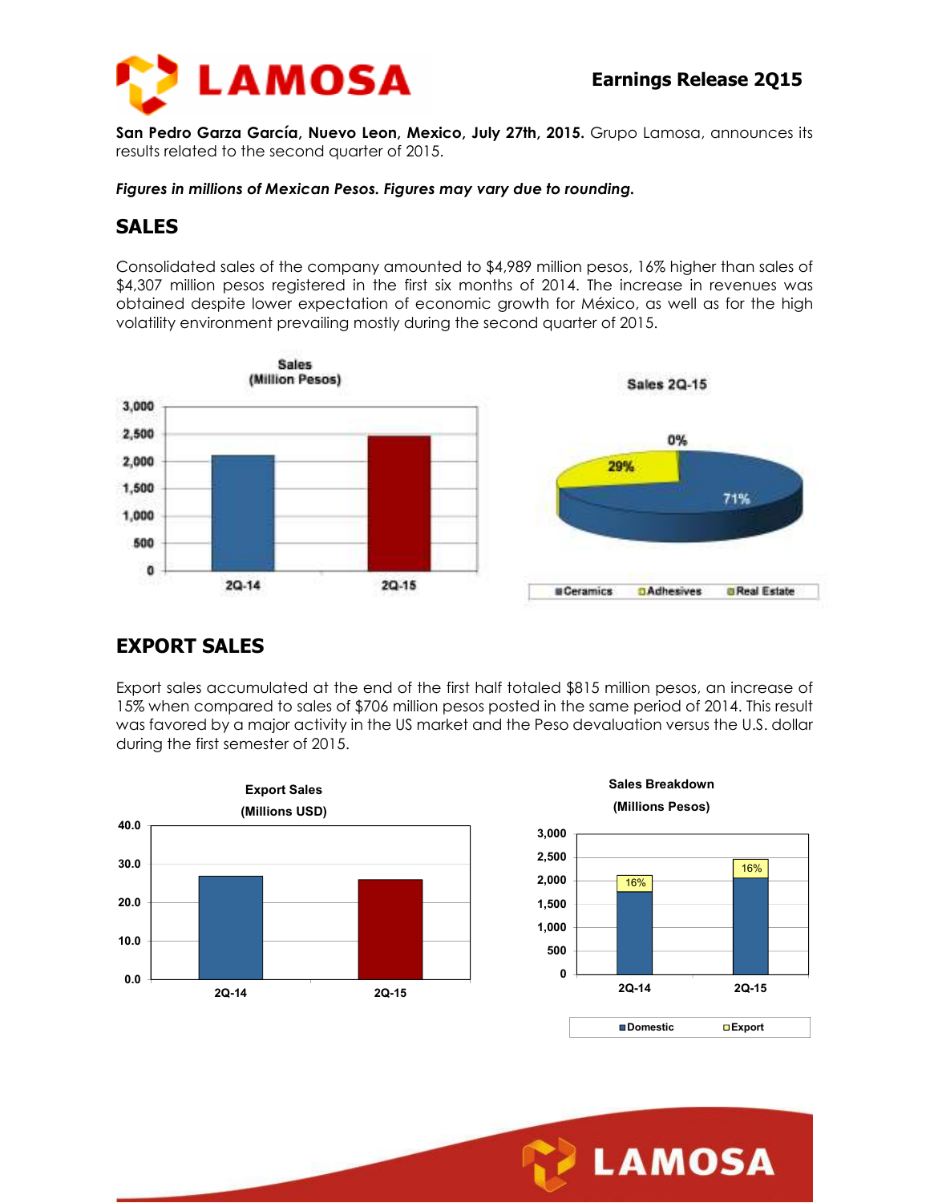San Pedro Garza García, Nuevo Leon, Mexico, July 27th, 2015. Grupo Lamosa, announces its results related to the second quarter of 2015.

***Figures in millions of Mexican Pesos. Figures may vary due to rounding.***

## SALES

Consolidated sales of the company amounted to $4,989 million pesos, 16% higher than sales of $4,307 million pesos registered in the first six months of 2014. The increase in revenues was obtained despite lower expectation of economic growth for México, as well as for the high volatility environment prevailing mostly during the second quarter of 2015.

Sales (Million Pesos)

Sales 2Q-15

## EXPORT SALES

Export sales accumulated at the end of the first half totaled $815 million pesos, an increase of 15% when compared to sales of $706 million pesos posted in the same period of 2014. This result was favored by a major activity in the US market and the Peso devaluation versus the U.S. dollar during the first semester of 2015.

Export Sales (Millions USD)

Sales Breakdown (Millions Pesos)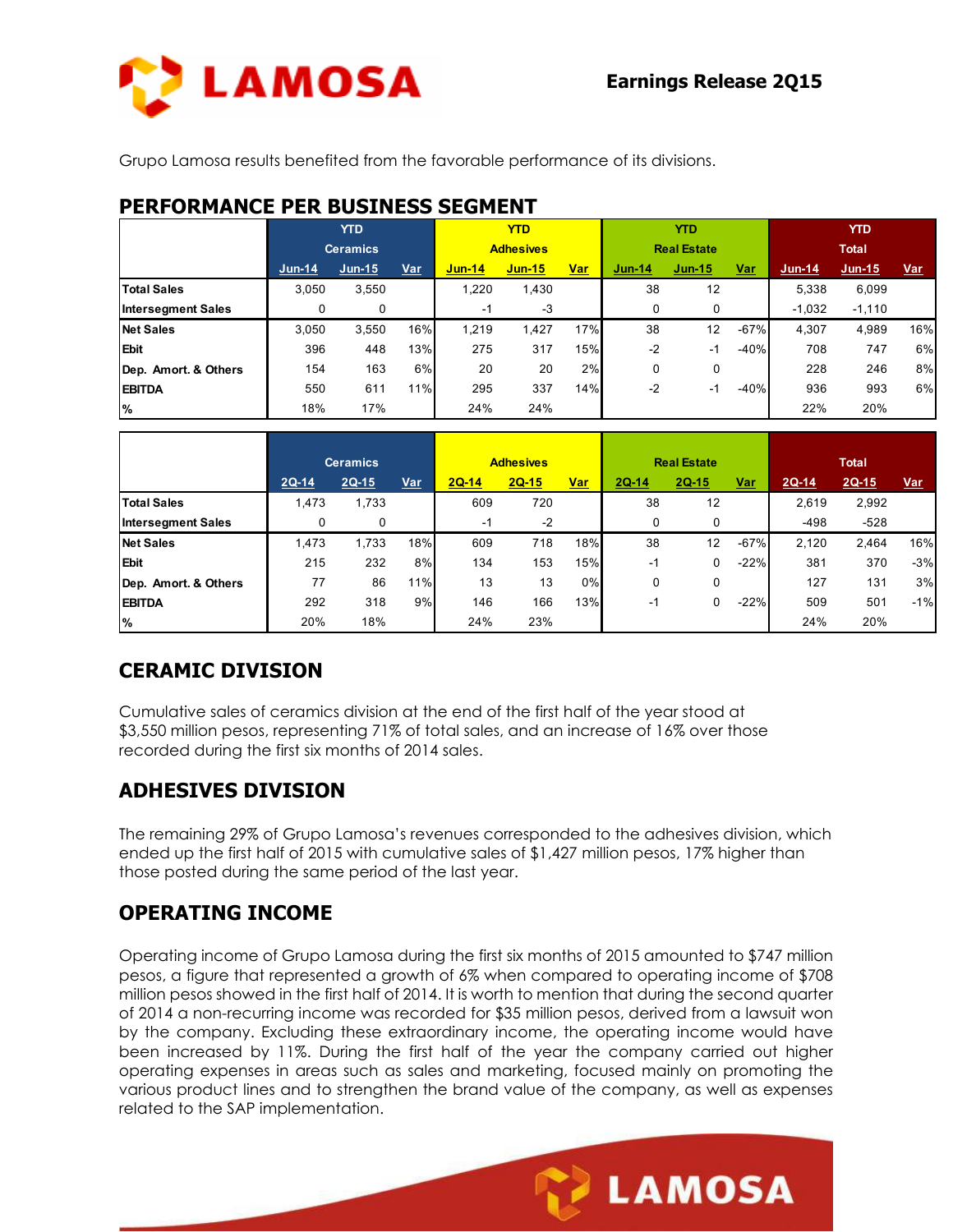Grupo Lamosa results benefited from the favorable performance of its divisions.

## PERFORMANCE PER BUSINESS SEGMENT

| | YTD Ceramics | | | YTD Adhesives | | | YTD Real Estate | | | YTD Total | | |
|---|---|---|---|---|---|---|---|---|---|---|---|---|
| | Jun-14 | Jun-15 | Var | Jun-14 | Jun-15 | Var | Jun-14 | Jun-15 | Var | Jun-14 | Jun-15 | Var |
| **Total Sales** | 3,050 | 3,550 | | 1,220 | 1,430 | | 38 | 12 | | 5,338 | 6,099 | |
| **Intersegment Sales** | 0 | 0 | | -1 | -3 | | 0 | 0 | | -1,032 | -1,110 | |
| **Net Sales** | 3,050 | 3,550 | 16% | 1,219 | 1,427 | 17% | 38 | 12 | -67% | 4,307 | 4,989 | 16% |
| **Ebit** | 396 | 448 | 13% | 275 | 317 | 15% | -2 | -1 | -40% | 708 | 747 | 6% |
| **Dep. Amort. & Others** | 154 | 163 | 6% | 20 | 20 | 2% | 0 | 0 | | 228 | 246 | 8% |
| **EBITDA** | 550 | 611 | 11% | 295 | 337 | 14% | -2 | -1 | -40% | 936 | 993 | 6% |
| **%** | 18% | 17% | | 24% | 24% | | | | | 22% | 20% | |

| | Ceramics | | | Adhesives | | | Real Estate | | | Total | | |
|---|---|---|---|---|---|---|---|---|---|---|---|---|
| | 2Q-14 | 2Q-15 | Var | 2Q-14 | 2Q-15 | Var | 2Q-14 | 2Q-15 | Var | 2Q-14 | 2Q-15 | Var |
| **Total Sales** | 1,473 | 1,733 | | 609 | 720 | | 38 | 12 | | 2,619 | 2,992 | |
| **Intersegment Sales** | 0 | 0 | | -1 | -2 | | 0 | 0 | | -498 | -528 | |
| **Net Sales** | 1,473 | 1,733 | 18% | 609 | 718 | 18% | 38 | 12 | -67% | 2,120 | 2,464 | 16% |
| **Ebit** | 215 | 232 | 8% | 134 | 153 | 15% | -1 | 0 | -22% | 381 | 370 | -3% |
| **Dep. Amort. & Others** | 77 | 86 | 11% | 13 | 13 | 0% | 0 | 0 | | 127 | 131 | 3% |
| **EBITDA** | 292 | 318 | 9% | 146 | 166 | 13% | -1 | 0 | -22% | 509 | 501 | -1% |
| **%** | 20% | 18% | | 24% | 23% | | | | | 24% | 20% | |

## CERAMIC DIVISION

Cumulative sales of ceramics division at the end of the first half of the year stood at $3,550 million pesos, representing 71% of total sales, and an increase of 16% over those recorded during the first six months of 2014 sales.

## ADHESIVES DIVISION

The remaining 29% of Grupo Lamosa's revenues corresponded to the adhesives division, which ended up the first half of 2015 with cumulative sales of $1,427 million pesos, 17% higher than those posted during the same period of the last year.

## OPERATING INCOME

Operating income of Grupo Lamosa during the first six months of 2015 amounted to $747 million pesos, a figure that represented a growth of 6% when compared to operating income of $708 million pesos showed in the first half of 2014. It is worth to mention that during the second quarter of 2014 a non-recurring income was recorded for $35 million pesos, derived from a lawsuit won by the company. Excluding these extraordinary income, the operating income would have been increased by 11%. During the first half of the year the company carried out higher operating expenses in areas such as sales and marketing, focused mainly on promoting the various product lines and to strengthen the brand value of the company, as well as expenses related to the SAP implementation.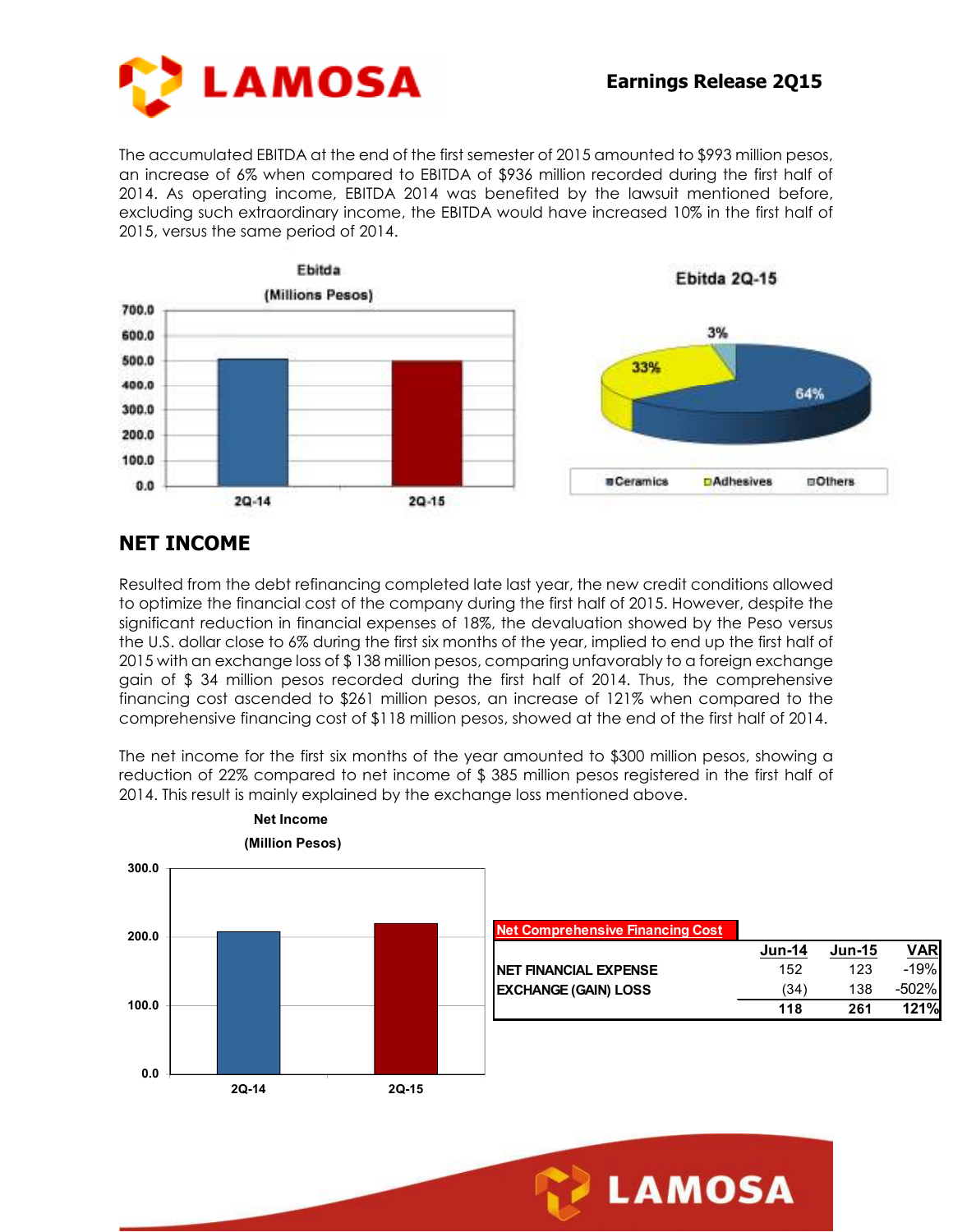The accumulated EBITDA at the end of the first semester of 2015 amounted to $993 million pesos, an increase of 6% when compared to EBITDA of $936 million recorded during the first half of 2014. As operating income, EBITDA 2014 was benefited by the lawsuit mentioned before, excluding such extraordinary income, the EBITDA would have increased 10% in the first half of 2015, versus the same period of 2014.

## NET INCOME

Resulted from the debt refinancing completed late last year, the new credit conditions allowed to optimize the financial cost of the company during the first half of 2015. However, despite the significant reduction in financial expenses of 18%, the devaluation showed by the Peso versus the U.S. dollar close to 6% during the first six months of the year, implied to end up the first half of 2015 with an exchange loss of $ 138 million pesos, comparing unfavorably to a foreign exchange gain of $ 34 million pesos recorded during the first half of 2014. Thus, the comprehensive financing cost ascended to $261 million pesos, an increase of 121% when compared to the comprehensive financing cost of $118 million pesos, showed at the end of the first half of 2014.

The net income for the first six months of the year amounted to $300 million pesos, showing a reduction of 22% compared to net income of $ 385 million pesos registered in the first half of 2014. This result is mainly explained by the exchange loss mentioned above.

**Net Comprehensive Financing Cost**

| | Jun-14 | Jun-15 | VAR |
|---|---|---|---|
| NET FINANCIAL EXPENSE | 152 | 123 | -19% |
| EXCHANGE (GAIN) LOSS | (34) | 138 | -502% |
| | **118** | **261** | **121%** |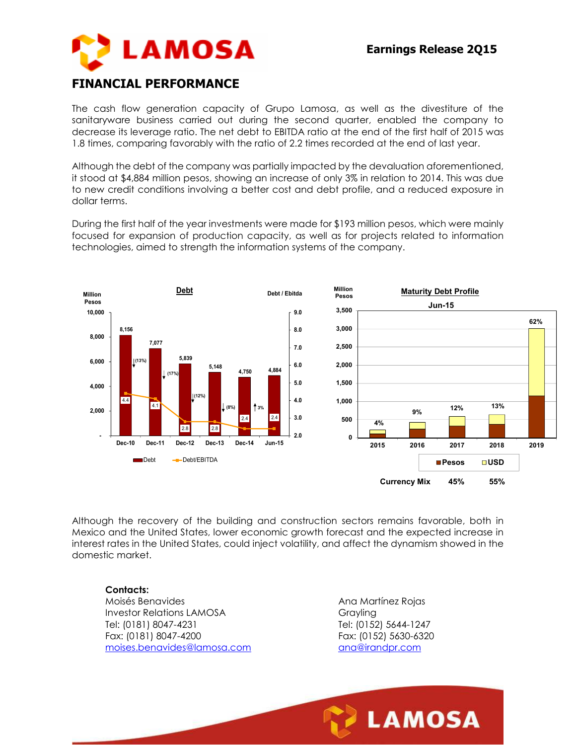# FINANCIAL PERFORMANCE

The cash flow generation capacity of Grupo Lamosa, as well as the divestiture of the sanitaryware business carried out during the second quarter, enabled the company to decrease its leverage ratio. The net debt to EBITDA ratio at the end of the first half of 2015 was 1.8 times, comparing favorably with the ratio of 2.2 times recorded at the end of last year.

Although the debt of the company was partially impacted by the devaluation aforementioned, it stood at $4,884 million pesos, showing an increase of only 3% in relation to 2014. This was due to new credit conditions involving a better cost and debt profile, and a reduced exposure in dollar terms.

During the first half of the year investments were made for $193 million pesos, which were mainly focused for expansion of production capacity, as well as for projects related to information technologies, aimed to strength the information systems of the company.

Debt

Million Pesos

Debt / Ebitda

10,000
8,000
6,000
4,000
2,000
-

9.0
8.0
7.0
6.0
5.0
4.0
3.0
2.0

8,156
7,077
5,839
5,148
4,750
4,884

(13%)
(17%)
(12%)
(8%)
3%

4.4
4.1
2.8
2.8
2.4
2.4

Dec-10
Dec-11
Dec-12
Dec-13
Dec-14
Jun-15

Debt
Debt/EBITDA

Maturity Debt Profile

Jun-15

Million Pesos

3,500
3,000
2,500
2,000
1,500
1,000
500
0

4%
9%
12%
13%
62%

2015
2016
2017
2018
2019

Pesos
USD

Currency Mix 45% 55%

Although the recovery of the building and construction sectors remains favorable, both in Mexico and the United States, lower economic growth forecast and the expected increase in interest rates in the United States, could inject volatility, and affect the dynamism showed in the domestic market.

**Contacts:**

Moisés Benavides
Investor Relations LAMOSA
Tel: (0181) 8047-4231
Fax: (0181) 8047-4200
moises.benavides@lamosa.com

Ana Martínez Rojas
Grayling
Tel: (0152) 5644-1247
Fax: (0152) 5630-6320
ana@irandpr.com